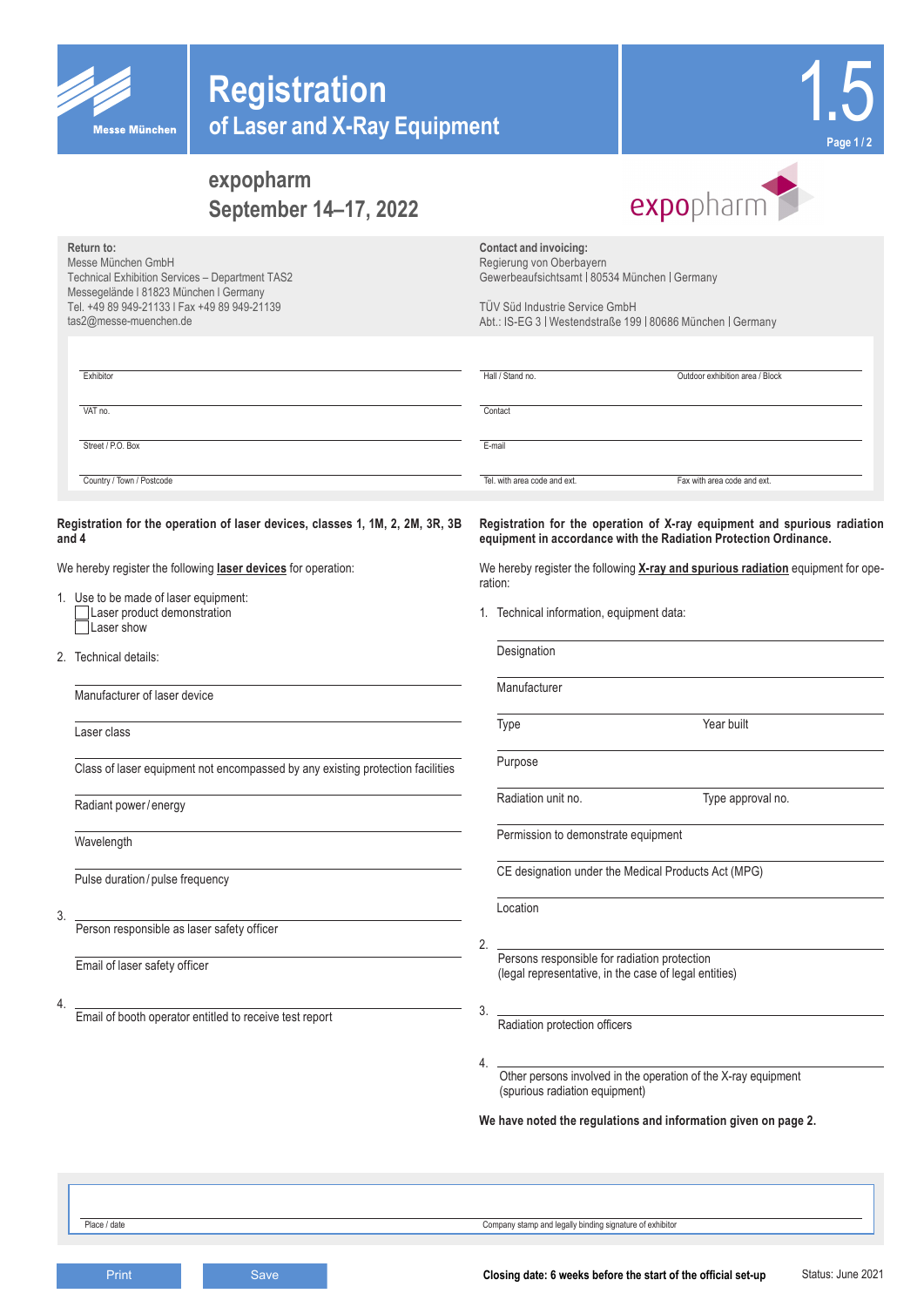Messe München

# Registration
## of Laser and X-Ray Equipment

1.5

## expopharm
## September 14–17, 2022

expopharm

**Return to:**
Messe München GmbH
Technical Exhibition Services – Department TAS2
Messegelände I 81823 München I Germany
Tel. +49 89 949-21133 I Fax +49 89 949-21139
tas2@messe-muenchen.de

**Contact and invoicing:**
Regierung von Oberbayern
Gewerbeaufsichtsamt | 80534 München | Germany

TÜV Süd Industrie Service GmbH
Abt.: IS-EG 3 | Westendstraße 199 | 80686 München | Germany

Exhibitor

VAT no.

Street / P.O. Box

Country / Town / Postcode

Hall / Stand no. | Outdoor exhibition area / Block

Contact

E-mail

Tel. with area code and ext. | Fax with area code and ext.

**Registration for the operation of laser devices, classes 1, 1M, 2, 2M, 3R, 3B and 4**

We hereby register the following **laser devices** for operation:

1. Use to be made of laser equipment:
   - ☐ Laser product demonstration
   - ☐ Laser show
2. Technical details:

   Manufacturer of laser device

   Laser class

   Class of laser equipment not encompassed by any existing protection facilities

   Radiant power / energy

   Wavelength

   Pulse duration / pulse frequency
3. Person responsible as laser safety officer

   Email of laser safety officer
4. Email of booth operator entitled to receive test report

**Registration for the operation of X-ray equipment and spurious radiation equipment in accordance with the Radiation Protection Ordinance.**

We hereby register the following **X-ray and spurious radiation** equipment for operation:

1. Technical information, equipment data:

   Designation

   Manufacturer

   Type | Year built

   Purpose

   Radiation unit no. | Type approval no.

   Permission to demonstrate equipment

   CE designation under the Medical Products Act (MPG)

   Location
2. Persons responsible for radiation protection
   (legal representative, in the case of legal entities)
3. Radiation protection officers
4. Other persons involved in the operation of the X-ray equipment
   (spurious radiation equipment)

**We have noted the regulations and information given on page 2.**

Place / date

Company stamp and legally binding signature of exhibitor

Print | Save

**Closing date: 6 weeks before the start of the official set-up**

Status: June 2021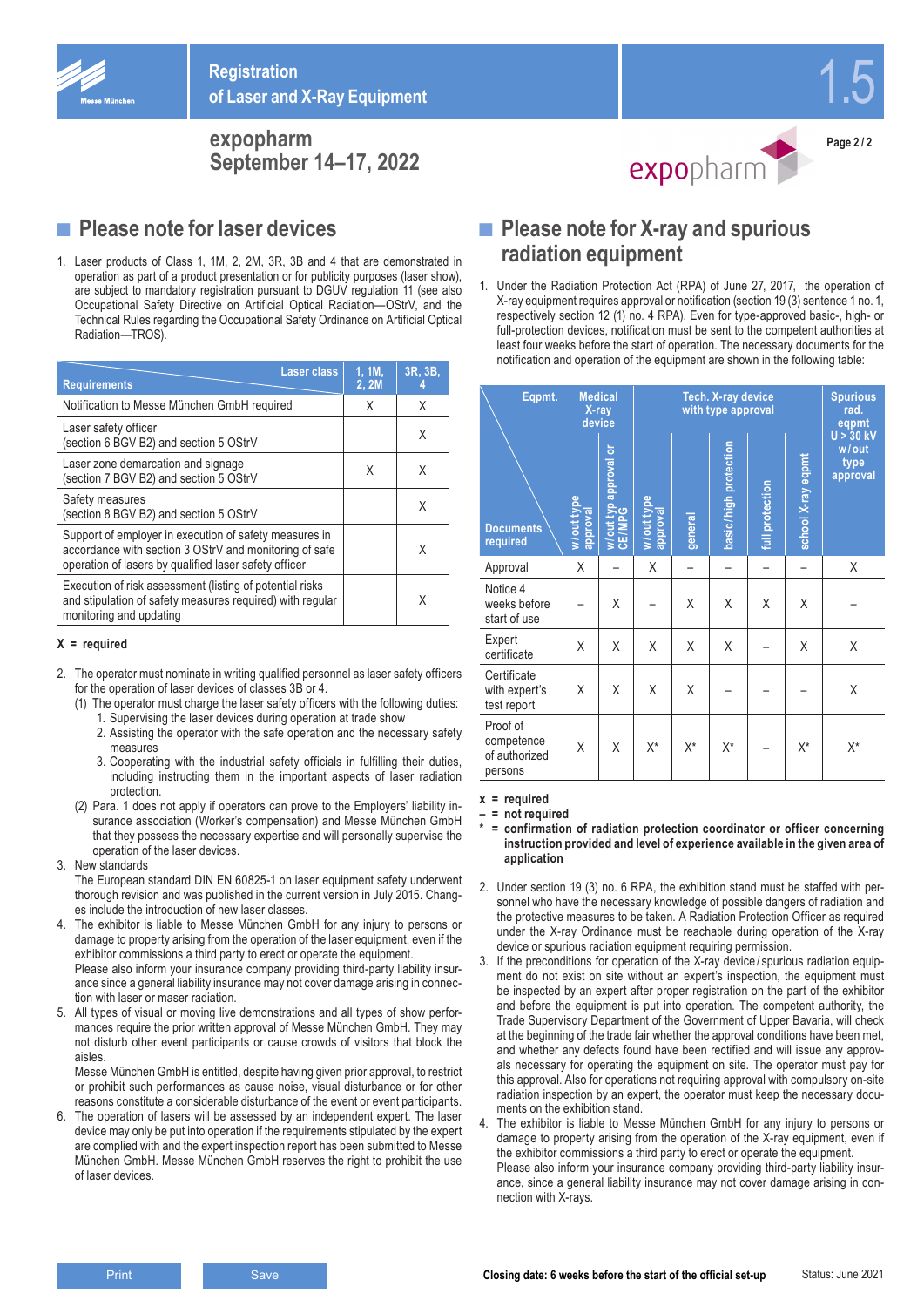## Registration of Laser and X-Ray Equipment

**1.5**

**expopharm**
**September 14–17, 2022**

## Please note for laser devices

1. Laser products of Class 1, 1M, 2, 2M, 3R, 3B and 4 that are demonstrated in operation as part of a product presentation or for publicity purposes (laser show), are subject to mandatory registration pursuant to DGUV regulation 11 (see also Occupational Safety Directive on Artificial Optical Radiation—OStrV, and the Technical Rules regarding the Occupational Safety Ordinance on Artificial Optical Radiation—TROS).

| Requirements / Laser class | 1, 1M, 2, 2M | 3R, 3B, 4 |
|---|---|---|
| Notification to Messe München GmbH required | X | X |
| Laser safety officer (section 6 BGV B2) and section 5 OStrV | | X |
| Laser zone demarcation and signage (section 7 BGV B2) and section 5 OStrV | X | X |
| Safety measures (section 8 BGV B2) and section 5 OStrV | | X |
| Support of employer in execution of safety measures in accordance with section 3 OStrV and monitoring of safe operation of lasers by qualified laser safety officer | | X |
| Execution of risk assessment (listing of potential risks and stipulation of safety measures required) with regular monitoring and updating | | X |

**X = required**

2. The operator must nominate in writing qualified personnel as laser safety officers for the operation of laser devices of classes 3B or 4.
   (1) The operator must charge the laser safety officers with the following duties:
      1. Supervising the laser devices during operation at trade show
      2. Assisting the operator with the safe operation and the necessary safety measures
      3. Cooperating with the industrial safety officials in fulfilling their duties, including instructing them in the important aspects of laser radiation protection.
   (2) Para. 1 does not apply if operators can prove to the Employers' liability insurance association (Worker's compensation) and Messe München GmbH that they possess the necessary expertise and will personally supervise the operation of the laser devices.
3. New standards
   The European standard DIN EN 60825-1 on laser equipment safety underwent thorough revision and was published in the current version in July 2015. Changes include the introduction of new laser classes.
4. The exhibitor is liable to Messe München GmbH for any injury to persons or damage to property arising from the operation of the laser equipment, even if the exhibitor commissions a third party to erect or operate the equipment.
   Please also inform your insurance company providing third-party liability insurance since a general liability insurance may not cover damage arising in connection with laser or maser radiation.
5. All types of visual or moving live demonstrations and all types of show performances require the prior written approval of Messe München GmbH. They may not disturb other event participants or cause crowds of visitors that block the aisles.
   Messe München GmbH is entitled, despite having given prior approval, to restrict or prohibit such performances as cause noise, visual disturbance or for other reasons constitute a considerable disturbance of the event or event participants.
6. The operation of lasers will be assessed by an independent expert. The laser device may only be put into operation if the requirements stipulated by the expert are complied with and the expert inspection report has been submitted to Messe München GmbH. Messe München GmbH reserves the right to prohibit the use of laser devices.

## Please note for X-ray and spurious radiation equipment

1. Under the Radiation Protection Act (RPA) of June 27, 2017, the operation of X-ray equipment requires approval or notification (section 19 (3) sentence 1 no. 1, respectively section 12 (1) no. 4 RPA). Even for type-approved basic-, high- or full-protection devices, notification must be sent to the competent authorities at least four weeks before the start of operation. The necessary documents for the notification and operation of the equipment are shown in the following table:

| Documents required / Eqpmt. | Medical X-ray device | | Tech. X-ray device with type approval | | | | | Spurious rad. eqpmt U > 30 kV w/out type approval |
|---|---|---|---|---|---|---|---|---|
| | w/out type approval | w/out typ approval or CE/MPG | w/out type approval | general | basic/high protection | full protection | school X-ray eqpmt | |
| Approval | X | – | X | – | – | – | – | X |
| Notice 4 weeks before start of use | – | X | – | X | X | X | X | – |
| Expert certificate | X | X | X | X | X | – | X | X |
| Certificate with expert's test report | X | X | X | X | – | – | – | X |
| Proof of competence of authorized persons | X | X | X* | X* | X* | – | X* | X* |

**x = required**
**– = not required**
**\* = confirmation of radiation protection coordinator or officer concerning instruction provided and level of experience available in the given area of application**

2. Under section 19 (3) no. 6 RPA, the exhibition stand must be staffed with personnel who have the necessary knowledge of possible dangers of radiation and the protective measures to be taken. A Radiation Protection Officer as required under the X-ray Ordinance must be reachable during operation of the X-ray device or spurious radiation equipment requiring permission.
3. If the preconditions for operation of the X-ray device / spurious radiation equipment do not exist on site without an expert's inspection, the equipment must be inspected by an expert after proper registration on the part of the exhibitor and before the equipment is put into operation. The competent authority, the Trade Supervisory Department of the Government of Upper Bavaria, will check at the beginning of the trade fair whether the approval conditions have been met, and whether any defects found have been rectified and will issue any approvals necessary for operating the equipment on site. The operator must pay for this approval. Also for operations not requiring approval with compulsory on-site radiation inspection by an expert, the operator must keep the necessary documents on the exhibition stand.
4. The exhibitor is liable to Messe München GmbH for any injury to persons or damage to property arising from the operation of the X-ray equipment, even if the exhibitor commissions a third party to erect or operate the equipment.
   Please also inform your insurance company providing third-party liability insurance, since a general liability insurance may not cover damage arising in connection with X-rays.

Print    Save

**Closing date: 6 weeks before the start of the official set-up**    Status: June 2021